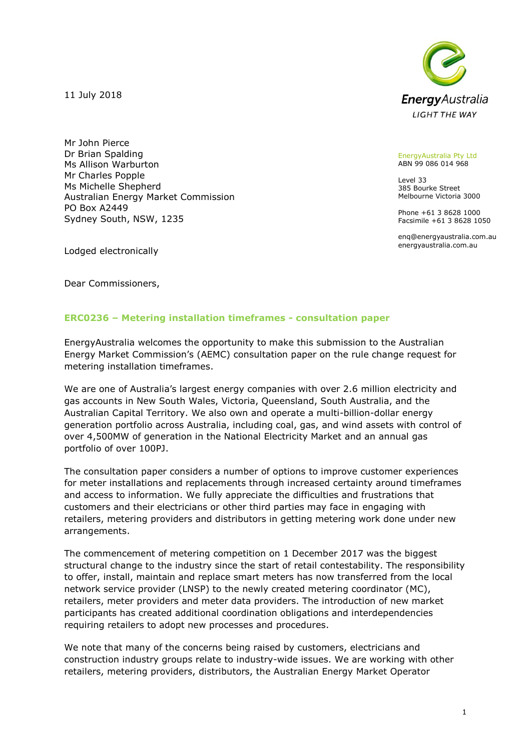11 July 2018

EnergyAustralia
LIGHT THE WAY

EnergyAustralia Pty Ltd
ABN 99 086 014 968

Level 33
385 Bourke Street
Melbourne Victoria 3000

Phone +61 3 8628 1000
Facsimile +61 3 8628 1050

enq@energyaustralia.com.au
energyaustralia.com.au

Mr John Pierce
Dr Brian Spalding
Ms Allison Warburton
Mr Charles Popple
Ms Michelle Shepherd
Australian Energy Market Commission
PO Box A2449
Sydney South, NSW, 1235

Lodged electronically

Dear Commissioners,

**ERC0236 – Metering installation timeframes - consultation paper**

EnergyAustralia welcomes the opportunity to make this submission to the Australian Energy Market Commission's (AEMC) consultation paper on the rule change request for metering installation timeframes.

We are one of Australia's largest energy companies with over 2.6 million electricity and gas accounts in New South Wales, Victoria, Queensland, South Australia, and the Australian Capital Territory. We also own and operate a multi-billion-dollar energy generation portfolio across Australia, including coal, gas, and wind assets with control of over 4,500MW of generation in the National Electricity Market and an annual gas portfolio of over 100PJ.

The consultation paper considers a number of options to improve customer experiences for meter installations and replacements through increased certainty around timeframes and access to information. We fully appreciate the difficulties and frustrations that customers and their electricians or other third parties may face in engaging with retailers, metering providers and distributors in getting metering work done under new arrangements.

The commencement of metering competition on 1 December 2017 was the biggest structural change to the industry since the start of retail contestability. The responsibility to offer, install, maintain and replace smart meters has now transferred from the local network service provider (LNSP) to the newly created metering coordinator (MC), retailers, meter providers and meter data providers. The introduction of new market participants has created additional coordination obligations and interdependencies requiring retailers to adopt new processes and procedures.

We note that many of the concerns being raised by customers, electricians and construction industry groups relate to industry-wide issues. We are working with other retailers, metering providers, distributors, the Australian Energy Market Operator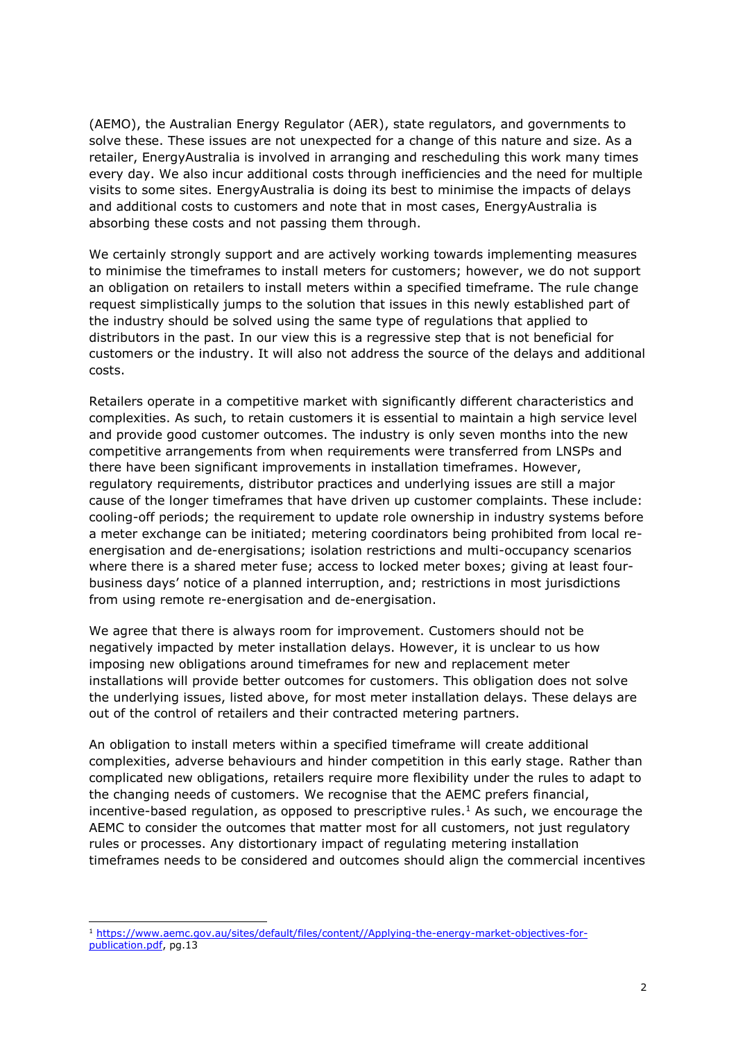(AEMO), the Australian Energy Regulator (AER), state regulators, and governments to solve these. These issues are not unexpected for a change of this nature and size. As a retailer, EnergyAustralia is involved in arranging and rescheduling this work many times every day. We also incur additional costs through inefficiencies and the need for multiple visits to some sites. EnergyAustralia is doing its best to minimise the impacts of delays and additional costs to customers and note that in most cases, EnergyAustralia is absorbing these costs and not passing them through.

We certainly strongly support and are actively working towards implementing measures to minimise the timeframes to install meters for customers; however, we do not support an obligation on retailers to install meters within a specified timeframe. The rule change request simplistically jumps to the solution that issues in this newly established part of the industry should be solved using the same type of regulations that applied to distributors in the past. In our view this is a regressive step that is not beneficial for customers or the industry. It will also not address the source of the delays and additional costs.

Retailers operate in a competitive market with significantly different characteristics and complexities. As such, to retain customers it is essential to maintain a high service level and provide good customer outcomes. The industry is only seven months into the new competitive arrangements from when requirements were transferred from LNSPs and there have been significant improvements in installation timeframes. However, regulatory requirements, distributor practices and underlying issues are still a major cause of the longer timeframes that have driven up customer complaints. These include: cooling-off periods; the requirement to update role ownership in industry systems before a meter exchange can be initiated; metering coordinators being prohibited from local re-energisation and de-energisations; isolation restrictions and multi-occupancy scenarios where there is a shared meter fuse; access to locked meter boxes; giving at least four-business days' notice of a planned interruption, and; restrictions in most jurisdictions from using remote re-energisation and de-energisation.

We agree that there is always room for improvement. Customers should not be negatively impacted by meter installation delays. However, it is unclear to us how imposing new obligations around timeframes for new and replacement meter installations will provide better outcomes for customers. This obligation does not solve the underlying issues, listed above, for most meter installation delays. These delays are out of the control of retailers and their contracted metering partners.

An obligation to install meters within a specified timeframe will create additional complexities, adverse behaviours and hinder competition in this early stage. Rather than complicated new obligations, retailers require more flexibility under the rules to adapt to the changing needs of customers. We recognise that the AEMC prefers financial, incentive-based regulation, as opposed to prescriptive rules.[1] As such, we encourage the AEMC to consider the outcomes that matter most for all customers, not just regulatory rules or processes. Any distortionary impact of regulating metering installation timeframes needs to be considered and outcomes should align the commercial incentives

[1] https://www.aemc.gov.au/sites/default/files/content//Applying-the-energy-market-objectives-for-publication.pdf, pg.13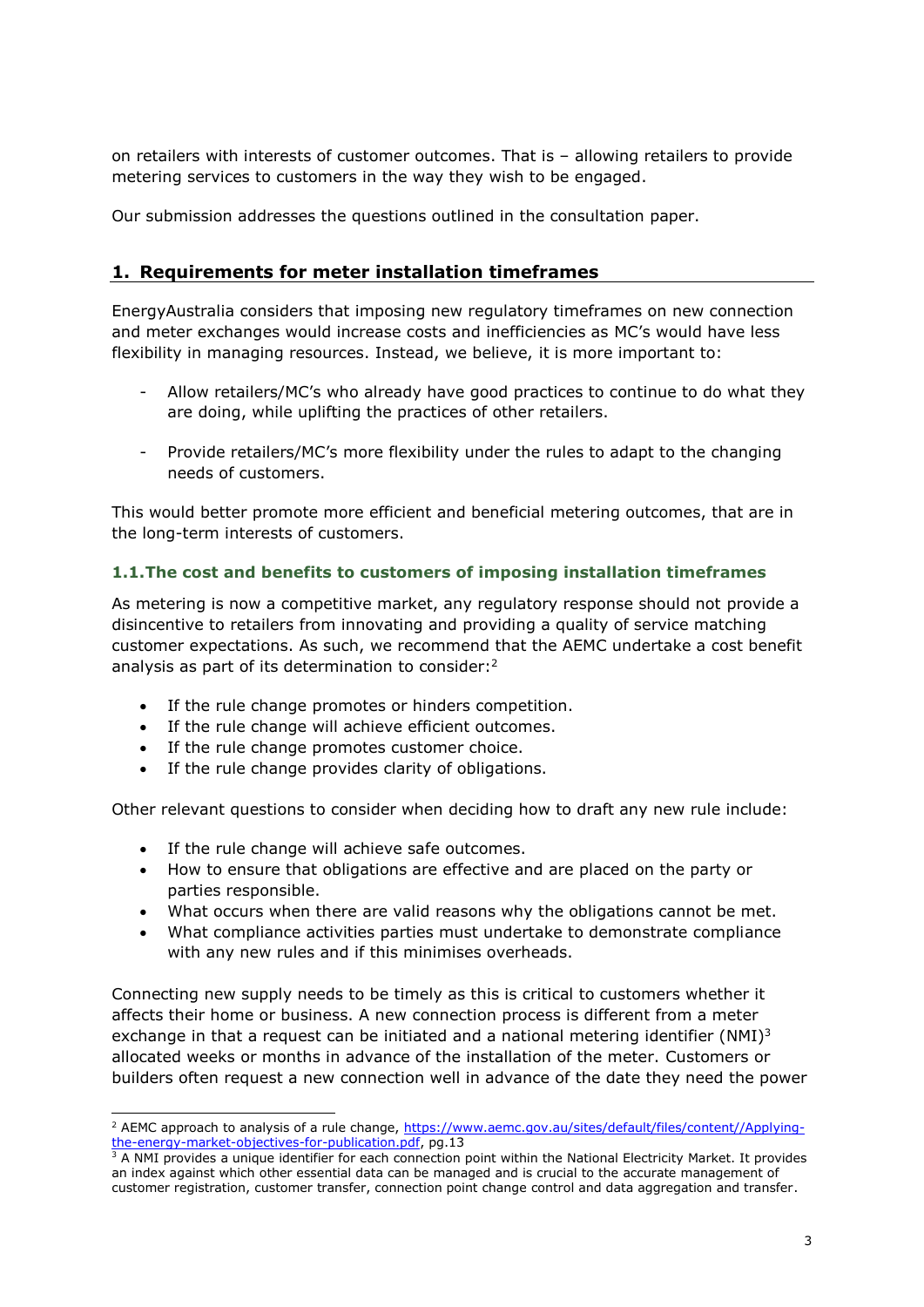on retailers with interests of customer outcomes. That is – allowing retailers to provide metering services to customers in the way they wish to be engaged.

Our submission addresses the questions outlined in the consultation paper.

## 1. Requirements for meter installation timeframes

EnergyAustralia considers that imposing new regulatory timeframes on new connection and meter exchanges would increase costs and inefficiencies as MC's would have less flexibility in managing resources. Instead, we believe, it is more important to:

- Allow retailers/MC's who already have good practices to continue to do what they are doing, while uplifting the practices of other retailers.
- Provide retailers/MC's more flexibility under the rules to adapt to the changing needs of customers.

This would better promote more efficient and beneficial metering outcomes, that are in the long-term interests of customers.

### 1.1. The cost and benefits to customers of imposing installation timeframes

As metering is now a competitive market, any regulatory response should not provide a disincentive to retailers from innovating and providing a quality of service matching customer expectations. As such, we recommend that the AEMC undertake a cost benefit analysis as part of its determination to consider:[2]

- If the rule change promotes or hinders competition.
- If the rule change will achieve efficient outcomes.
- If the rule change promotes customer choice.
- If the rule change provides clarity of obligations.

Other relevant questions to consider when deciding how to draft any new rule include:

- If the rule change will achieve safe outcomes.
- How to ensure that obligations are effective and are placed on the party or parties responsible.
- What occurs when there are valid reasons why the obligations cannot be met.
- What compliance activities parties must undertake to demonstrate compliance with any new rules and if this minimises overheads.

Connecting new supply needs to be timely as this is critical to customers whether it affects their home or business. A new connection process is different from a meter exchange in that a request can be initiated and a national metering identifier (NMI)[3] allocated weeks or months in advance of the installation of the meter. Customers or builders often request a new connection well in advance of the date they need the power

---

[2] AEMC approach to analysis of a rule change, https://www.aemc.gov.au/sites/default/files/content//Applying-the-energy-market-objectives-for-publication.pdf, pg.13

[3] A NMI provides a unique identifier for each connection point within the National Electricity Market. It provides an index against which other essential data can be managed and is crucial to the accurate management of customer registration, customer transfer, connection point change control and data aggregation and transfer.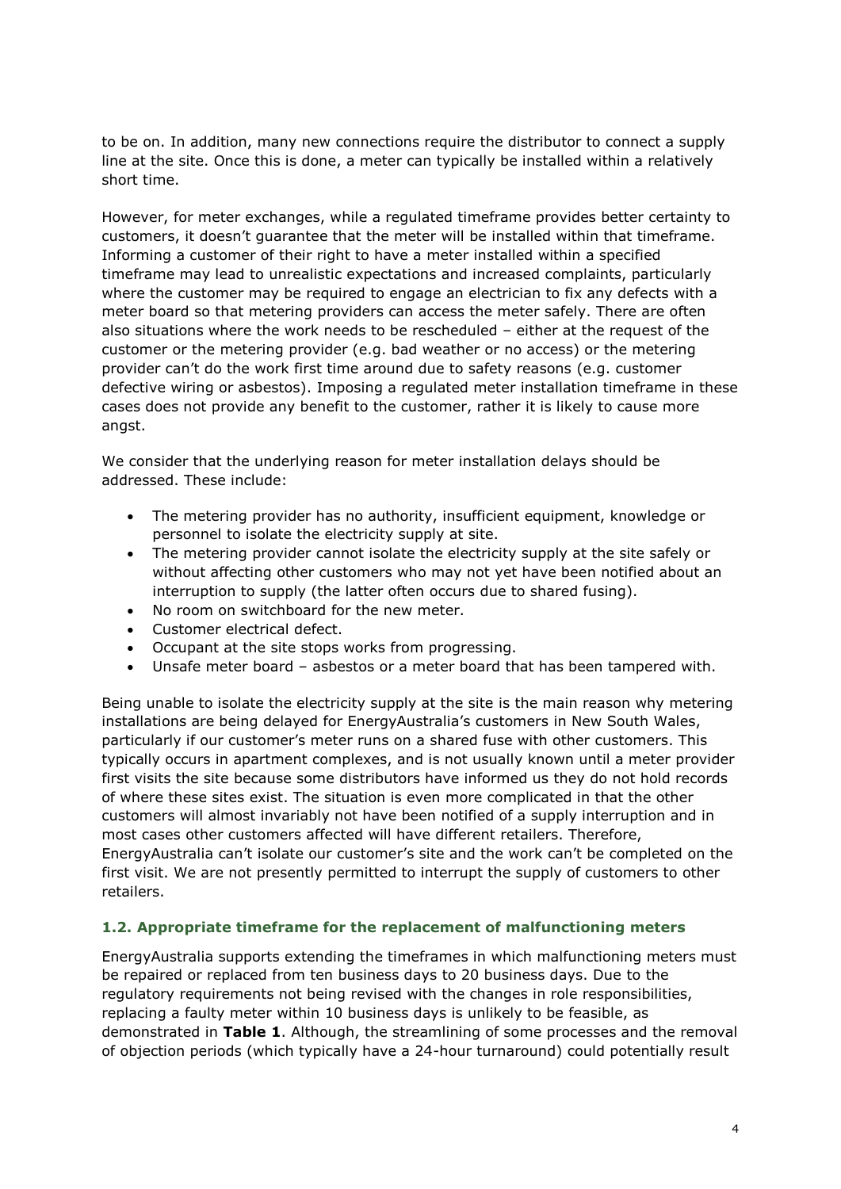to be on. In addition, many new connections require the distributor to connect a supply line at the site. Once this is done, a meter can typically be installed within a relatively short time.

However, for meter exchanges, while a regulated timeframe provides better certainty to customers, it doesn't guarantee that the meter will be installed within that timeframe. Informing a customer of their right to have a meter installed within a specified timeframe may lead to unrealistic expectations and increased complaints, particularly where the customer may be required to engage an electrician to fix any defects with a meter board so that metering providers can access the meter safely. There are often also situations where the work needs to be rescheduled – either at the request of the customer or the metering provider (e.g. bad weather or no access) or the metering provider can't do the work first time around due to safety reasons (e.g. customer defective wiring or asbestos). Imposing a regulated meter installation timeframe in these cases does not provide any benefit to the customer, rather it is likely to cause more angst.

We consider that the underlying reason for meter installation delays should be addressed. These include:

- The metering provider has no authority, insufficient equipment, knowledge or personnel to isolate the electricity supply at site.
- The metering provider cannot isolate the electricity supply at the site safely or without affecting other customers who may not yet have been notified about an interruption to supply (the latter often occurs due to shared fusing).
- No room on switchboard for the new meter.
- Customer electrical defect.
- Occupant at the site stops works from progressing.
- Unsafe meter board – asbestos or a meter board that has been tampered with.

Being unable to isolate the electricity supply at the site is the main reason why metering installations are being delayed for EnergyAustralia's customers in New South Wales, particularly if our customer's meter runs on a shared fuse with other customers. This typically occurs in apartment complexes, and is not usually known until a meter provider first visits the site because some distributors have informed us they do not hold records of where these sites exist. The situation is even more complicated in that the other customers will almost invariably not have been notified of a supply interruption and in most cases other customers affected will have different retailers. Therefore, EnergyAustralia can't isolate our customer's site and the work can't be completed on the first visit. We are not presently permitted to interrupt the supply of customers to other retailers.

### 1.2. Appropriate timeframe for the replacement of malfunctioning meters

EnergyAustralia supports extending the timeframes in which malfunctioning meters must be repaired or replaced from ten business days to 20 business days. Due to the regulatory requirements not being revised with the changes in role responsibilities, replacing a faulty meter within 10 business days is unlikely to be feasible, as demonstrated in **Table 1**. Although, the streamlining of some processes and the removal of objection periods (which typically have a 24-hour turnaround) could potentially result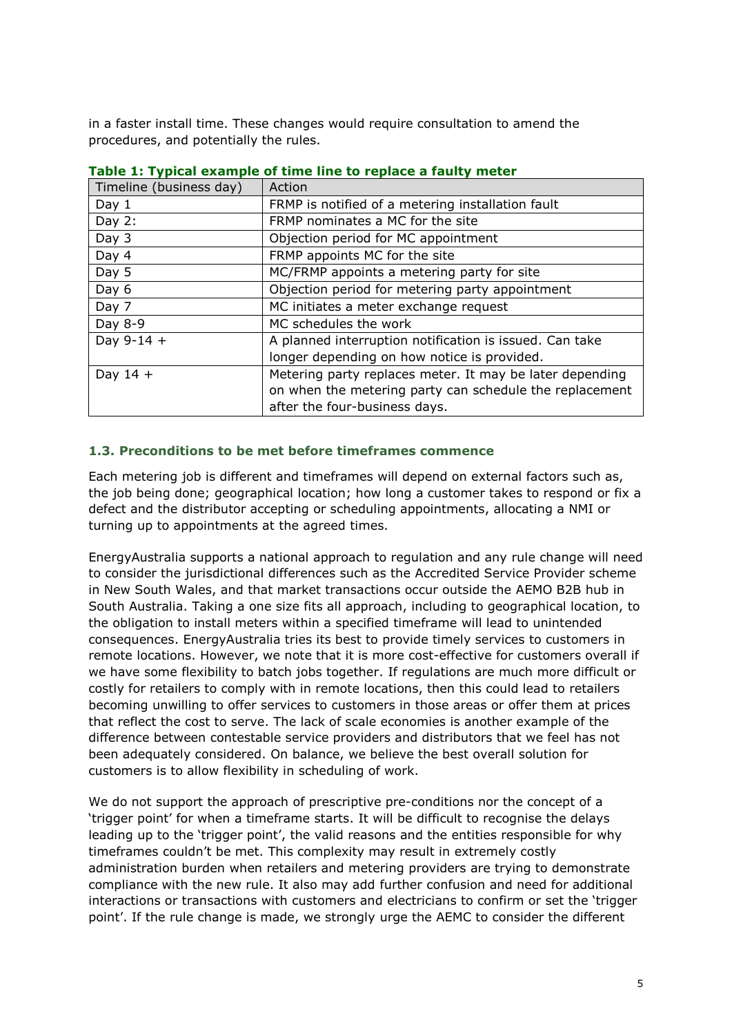in a faster install time. These changes would require consultation to amend the procedures, and potentially the rules.

**Table 1: Typical example of time line to replace a faulty meter**

| Timeline (business day) | Action |
|---|---|
| Day 1 | FRMP is notified of a metering installation fault |
| Day 2: | FRMP nominates a MC for the site |
| Day 3 | Objection period for MC appointment |
| Day 4 | FRMP appoints MC for the site |
| Day 5 | MC/FRMP appoints a metering party for site |
| Day 6 | Objection period for metering party appointment |
| Day 7 | MC initiates a meter exchange request |
| Day 8-9 | MC schedules the work |
| Day 9-14 + | A planned interruption notification is issued. Can take longer depending on how notice is provided. |
| Day 14 + | Metering party replaces meter. It may be later depending on when the metering party can schedule the replacement after the four-business days. |

### 1.3. Preconditions to be met before timeframes commence

Each metering job is different and timeframes will depend on external factors such as, the job being done; geographical location; how long a customer takes to respond or fix a defect and the distributor accepting or scheduling appointments, allocating a NMI or turning up to appointments at the agreed times.

EnergyAustralia supports a national approach to regulation and any rule change will need to consider the jurisdictional differences such as the Accredited Service Provider scheme in New South Wales, and that market transactions occur outside the AEMO B2B hub in South Australia. Taking a one size fits all approach, including to geographical location, to the obligation to install meters within a specified timeframe will lead to unintended consequences. EnergyAustralia tries its best to provide timely services to customers in remote locations. However, we note that it is more cost-effective for customers overall if we have some flexibility to batch jobs together. If regulations are much more difficult or costly for retailers to comply with in remote locations, then this could lead to retailers becoming unwilling to offer services to customers in those areas or offer them at prices that reflect the cost to serve. The lack of scale economies is another example of the difference between contestable service providers and distributors that we feel has not been adequately considered. On balance, we believe the best overall solution for customers is to allow flexibility in scheduling of work.

We do not support the approach of prescriptive pre-conditions nor the concept of a 'trigger point' for when a timeframe starts. It will be difficult to recognise the delays leading up to the 'trigger point', the valid reasons and the entities responsible for why timeframes couldn't be met. This complexity may result in extremely costly administration burden when retailers and metering providers are trying to demonstrate compliance with the new rule. It also may add further confusion and need for additional interactions or transactions with customers and electricians to confirm or set the 'trigger point'. If the rule change is made, we strongly urge the AEMC to consider the different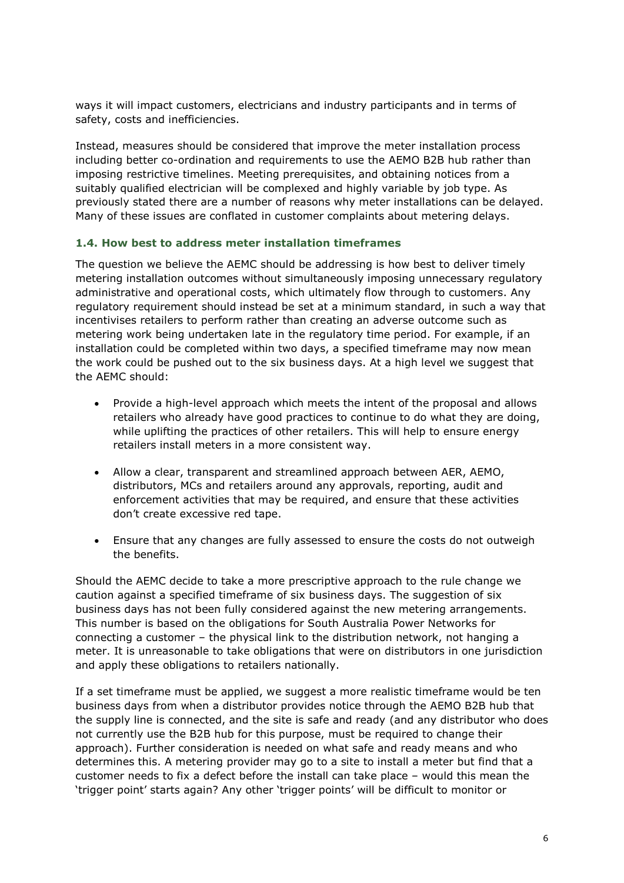ways it will impact customers, electricians and industry participants and in terms of safety, costs and inefficiencies.

Instead, measures should be considered that improve the meter installation process including better co-ordination and requirements to use the AEMO B2B hub rather than imposing restrictive timelines. Meeting prerequisites, and obtaining notices from a suitably qualified electrician will be complexed and highly variable by job type. As previously stated there are a number of reasons why meter installations can be delayed. Many of these issues are conflated in customer complaints about metering delays.

### 1.4. How best to address meter installation timeframes

The question we believe the AEMC should be addressing is how best to deliver timely metering installation outcomes without simultaneously imposing unnecessary regulatory administrative and operational costs, which ultimately flow through to customers. Any regulatory requirement should instead be set at a minimum standard, in such a way that incentivises retailers to perform rather than creating an adverse outcome such as metering work being undertaken late in the regulatory time period. For example, if an installation could be completed within two days, a specified timeframe may now mean the work could be pushed out to the six business days. At a high level we suggest that the AEMC should:

- Provide a high-level approach which meets the intent of the proposal and allows retailers who already have good practices to continue to do what they are doing, while uplifting the practices of other retailers. This will help to ensure energy retailers install meters in a more consistent way.
- Allow a clear, transparent and streamlined approach between AER, AEMO, distributors, MCs and retailers around any approvals, reporting, audit and enforcement activities that may be required, and ensure that these activities don't create excessive red tape.
- Ensure that any changes are fully assessed to ensure the costs do not outweigh the benefits.

Should the AEMC decide to take a more prescriptive approach to the rule change we caution against a specified timeframe of six business days. The suggestion of six business days has not been fully considered against the new metering arrangements. This number is based on the obligations for South Australia Power Networks for connecting a customer – the physical link to the distribution network, not hanging a meter. It is unreasonable to take obligations that were on distributors in one jurisdiction and apply these obligations to retailers nationally.

If a set timeframe must be applied, we suggest a more realistic timeframe would be ten business days from when a distributor provides notice through the AEMO B2B hub that the supply line is connected, and the site is safe and ready (and any distributor who does not currently use the B2B hub for this purpose, must be required to change their approach). Further consideration is needed on what safe and ready means and who determines this. A metering provider may go to a site to install a meter but find that a customer needs to fix a defect before the install can take place – would this mean the 'trigger point' starts again? Any other 'trigger points' will be difficult to monitor or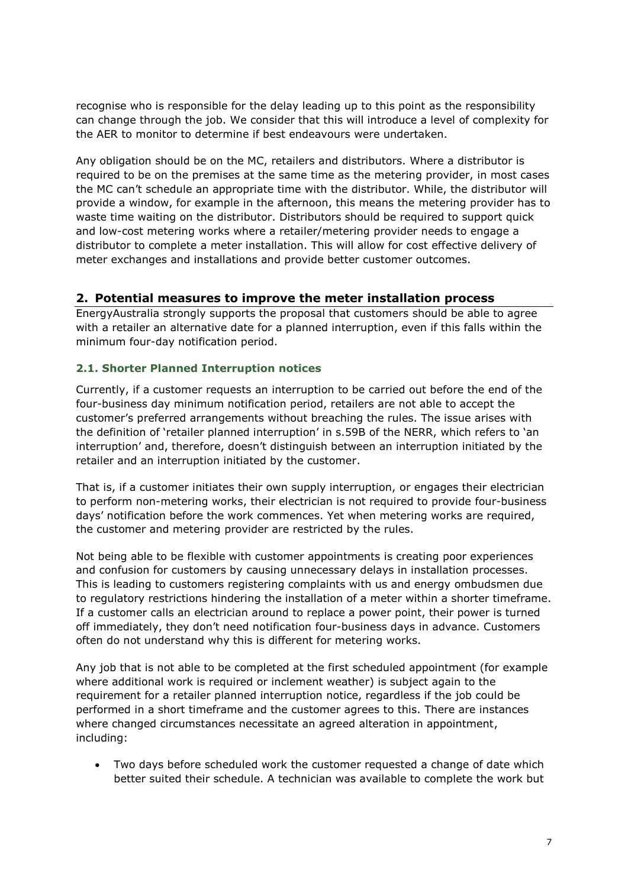recognise who is responsible for the delay leading up to this point as the responsibility can change through the job. We consider that this will introduce a level of complexity for the AER to monitor to determine if best endeavours were undertaken.

Any obligation should be on the MC, retailers and distributors. Where a distributor is required to be on the premises at the same time as the metering provider, in most cases the MC can't schedule an appropriate time with the distributor. While, the distributor will provide a window, for example in the afternoon, this means the metering provider has to waste time waiting on the distributor. Distributors should be required to support quick and low-cost metering works where a retailer/metering provider needs to engage a distributor to complete a meter installation. This will allow for cost effective delivery of meter exchanges and installations and provide better customer outcomes.

## 2. Potential measures to improve the meter installation process

EnergyAustralia strongly supports the proposal that customers should be able to agree with a retailer an alternative date for a planned interruption, even if this falls within the minimum four-day notification period.

### 2.1. Shorter Planned Interruption notices

Currently, if a customer requests an interruption to be carried out before the end of the four-business day minimum notification period, retailers are not able to accept the customer's preferred arrangements without breaching the rules. The issue arises with the definition of 'retailer planned interruption' in s.59B of the NERR, which refers to 'an interruption' and, therefore, doesn't distinguish between an interruption initiated by the retailer and an interruption initiated by the customer.

That is, if a customer initiates their own supply interruption, or engages their electrician to perform non-metering works, their electrician is not required to provide four-business days' notification before the work commences. Yet when metering works are required, the customer and metering provider are restricted by the rules.

Not being able to be flexible with customer appointments is creating poor experiences and confusion for customers by causing unnecessary delays in installation processes. This is leading to customers registering complaints with us and energy ombudsmen due to regulatory restrictions hindering the installation of a meter within a shorter timeframe. If a customer calls an electrician around to replace a power point, their power is turned off immediately, they don't need notification four-business days in advance. Customers often do not understand why this is different for metering works.

Any job that is not able to be completed at the first scheduled appointment (for example where additional work is required or inclement weather) is subject again to the requirement for a retailer planned interruption notice, regardless if the job could be performed in a short timeframe and the customer agrees to this. There are instances where changed circumstances necessitate an agreed alteration in appointment, including:

- Two days before scheduled work the customer requested a change of date which better suited their schedule. A technician was available to complete the work but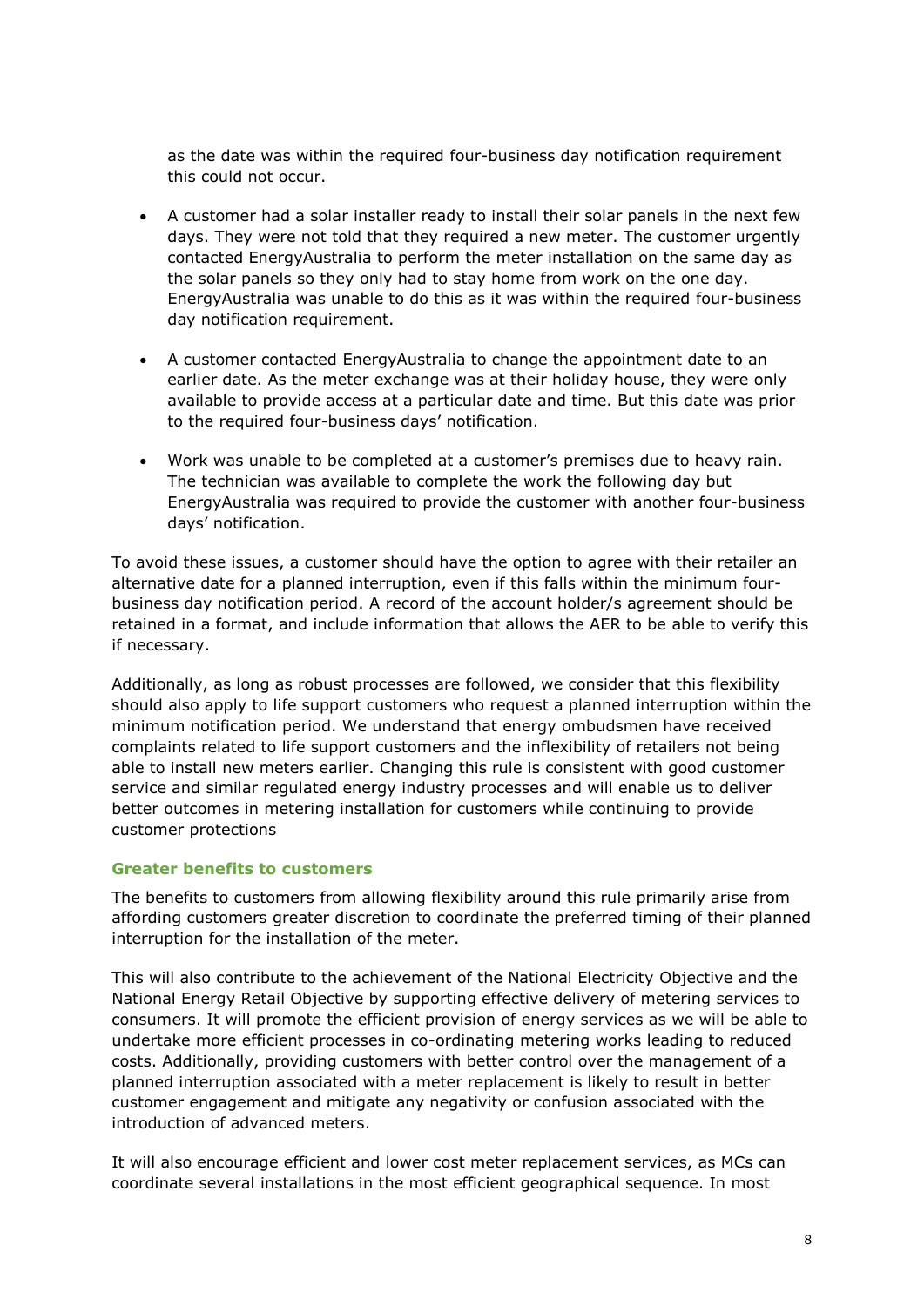as the date was within the required four-business day notification requirement this could not occur.

- A customer had a solar installer ready to install their solar panels in the next few days. They were not told that they required a new meter. The customer urgently contacted EnergyAustralia to perform the meter installation on the same day as the solar panels so they only had to stay home from work on the one day. EnergyAustralia was unable to do this as it was within the required four-business day notification requirement.
- A customer contacted EnergyAustralia to change the appointment date to an earlier date. As the meter exchange was at their holiday house, they were only available to provide access at a particular date and time. But this date was prior to the required four-business days' notification.
- Work was unable to be completed at a customer's premises due to heavy rain. The technician was available to complete the work the following day but EnergyAustralia was required to provide the customer with another four-business days' notification.

To avoid these issues, a customer should have the option to agree with their retailer an alternative date for a planned interruption, even if this falls within the minimum four-business day notification period. A record of the account holder/s agreement should be retained in a format, and include information that allows the AER to be able to verify this if necessary.

Additionally, as long as robust processes are followed, we consider that this flexibility should also apply to life support customers who request a planned interruption within the minimum notification period. We understand that energy ombudsmen have received complaints related to life support customers and the inflexibility of retailers not being able to install new meters earlier. Changing this rule is consistent with good customer service and similar regulated energy industry processes and will enable us to deliver better outcomes in metering installation for customers while continuing to provide customer protections

### Greater benefits to customers

The benefits to customers from allowing flexibility around this rule primarily arise from affording customers greater discretion to coordinate the preferred timing of their planned interruption for the installation of the meter.

This will also contribute to the achievement of the National Electricity Objective and the National Energy Retail Objective by supporting effective delivery of metering services to consumers. It will promote the efficient provision of energy services as we will be able to undertake more efficient processes in co-ordinating metering works leading to reduced costs. Additionally, providing customers with better control over the management of a planned interruption associated with a meter replacement is likely to result in better customer engagement and mitigate any negativity or confusion associated with the introduction of advanced meters.

It will also encourage efficient and lower cost meter replacement services, as MCs can coordinate several installations in the most efficient geographical sequence. In most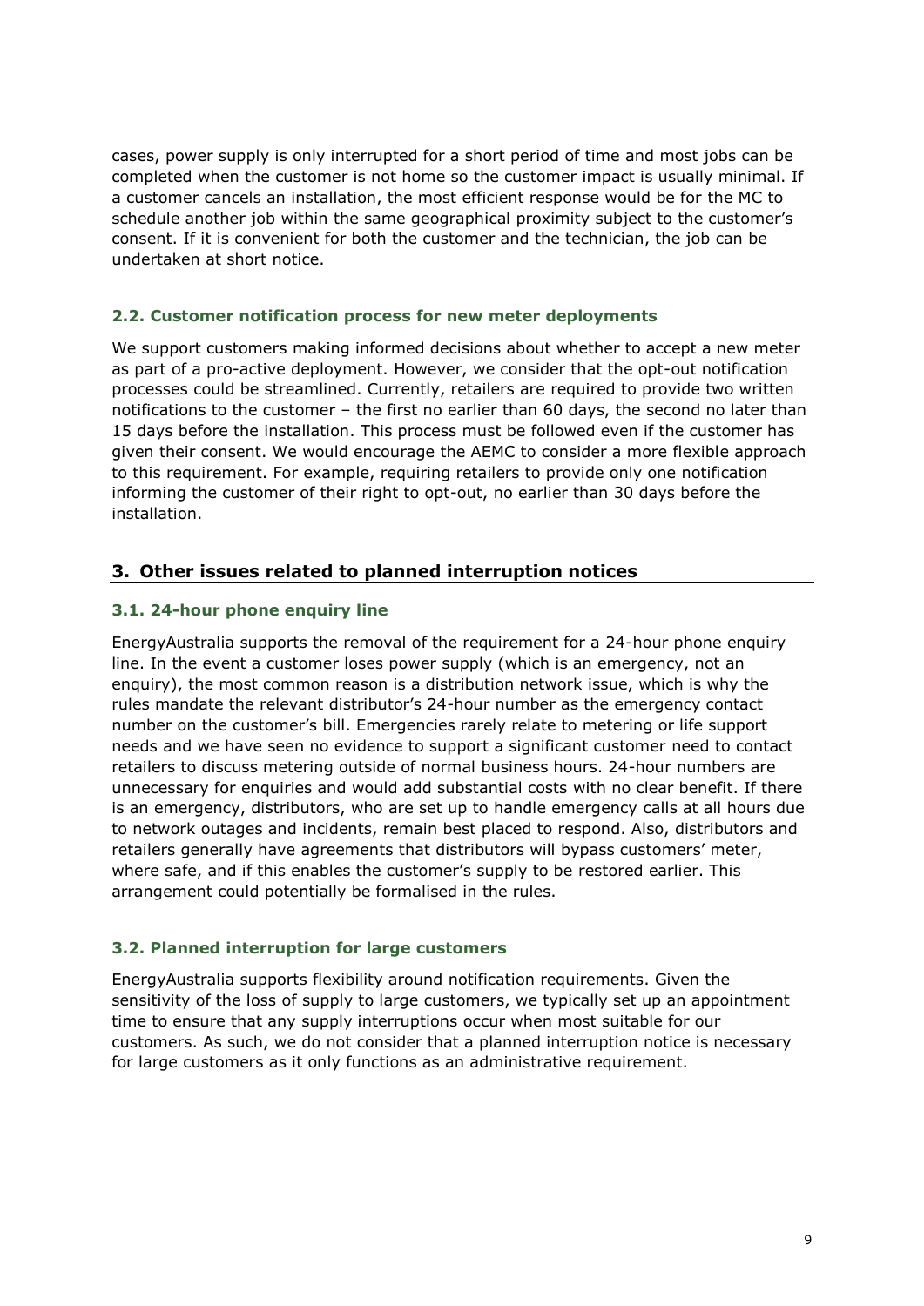cases, power supply is only interrupted for a short period of time and most jobs can be completed when the customer is not home so the customer impact is usually minimal. If a customer cancels an installation, the most efficient response would be for the MC to schedule another job within the same geographical proximity subject to the customer's consent. If it is convenient for both the customer and the technician, the job can be undertaken at short notice.

### 2.2. Customer notification process for new meter deployments

We support customers making informed decisions about whether to accept a new meter as part of a pro-active deployment. However, we consider that the opt-out notification processes could be streamlined. Currently, retailers are required to provide two written notifications to the customer – the first no earlier than 60 days, the second no later than 15 days before the installation. This process must be followed even if the customer has given their consent. We would encourage the AEMC to consider a more flexible approach to this requirement. For example, requiring retailers to provide only one notification informing the customer of their right to opt-out, no earlier than 30 days before the installation.

## 3. Other issues related to planned interruption notices

### 3.1. 24-hour phone enquiry line

EnergyAustralia supports the removal of the requirement for a 24-hour phone enquiry line. In the event a customer loses power supply (which is an emergency, not an enquiry), the most common reason is a distribution network issue, which is why the rules mandate the relevant distributor's 24-hour number as the emergency contact number on the customer's bill. Emergencies rarely relate to metering or life support needs and we have seen no evidence to support a significant customer need to contact retailers to discuss metering outside of normal business hours. 24-hour numbers are unnecessary for enquiries and would add substantial costs with no clear benefit. If there is an emergency, distributors, who are set up to handle emergency calls at all hours due to network outages and incidents, remain best placed to respond. Also, distributors and retailers generally have agreements that distributors will bypass customers' meter, where safe, and if this enables the customer's supply to be restored earlier. This arrangement could potentially be formalised in the rules.

### 3.2. Planned interruption for large customers

EnergyAustralia supports flexibility around notification requirements. Given the sensitivity of the loss of supply to large customers, we typically set up an appointment time to ensure that any supply interruptions occur when most suitable for our customers. As such, we do not consider that a planned interruption notice is necessary for large customers as it only functions as an administrative requirement.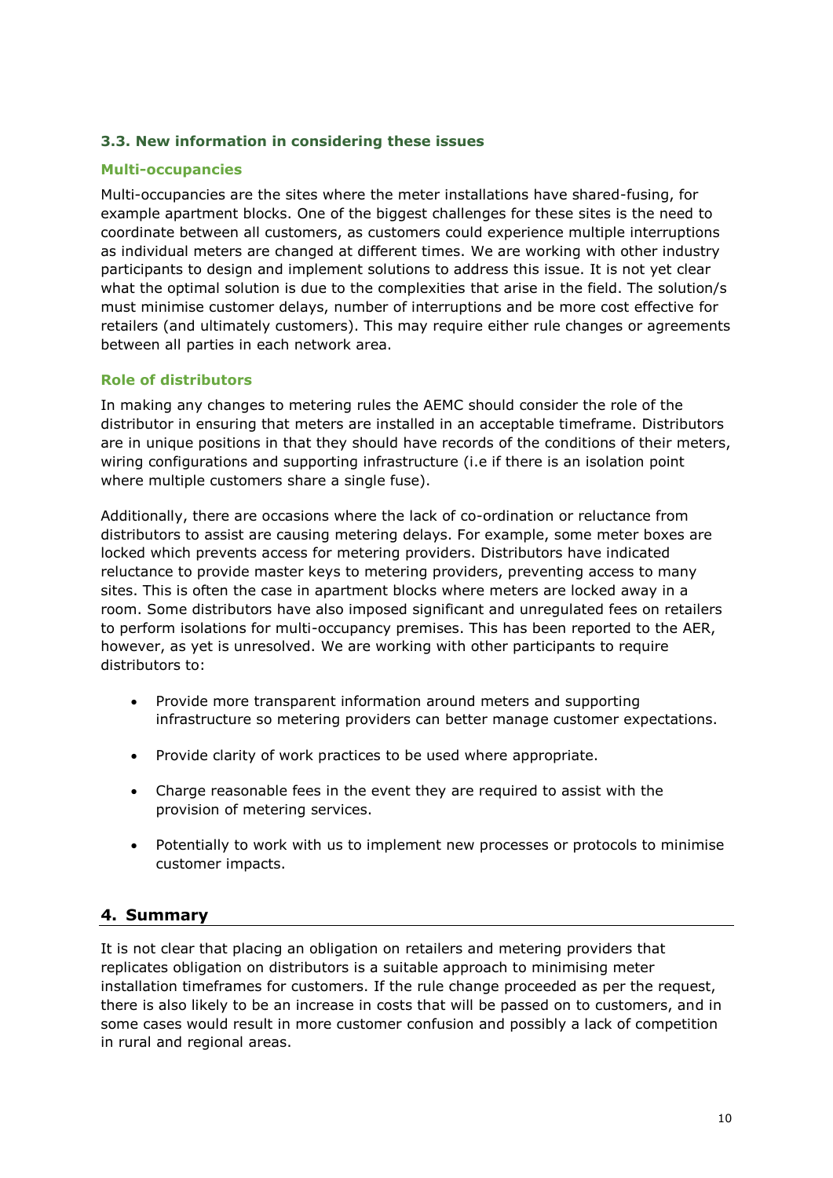### 3.3. New information in considering these issues

#### Multi-occupancies

Multi-occupancies are the sites where the meter installations have shared-fusing, for example apartment blocks. One of the biggest challenges for these sites is the need to coordinate between all customers, as customers could experience multiple interruptions as individual meters are changed at different times. We are working with other industry participants to design and implement solutions to address this issue. It is not yet clear what the optimal solution is due to the complexities that arise in the field. The solution/s must minimise customer delays, number of interruptions and be more cost effective for retailers (and ultimately customers). This may require either rule changes or agreements between all parties in each network area.

#### Role of distributors

In making any changes to metering rules the AEMC should consider the role of the distributor in ensuring that meters are installed in an acceptable timeframe. Distributors are in unique positions in that they should have records of the conditions of their meters, wiring configurations and supporting infrastructure (i.e if there is an isolation point where multiple customers share a single fuse).

Additionally, there are occasions where the lack of co-ordination or reluctance from distributors to assist are causing metering delays. For example, some meter boxes are locked which prevents access for metering providers. Distributors have indicated reluctance to provide master keys to metering providers, preventing access to many sites. This is often the case in apartment blocks where meters are locked away in a room. Some distributors have also imposed significant and unregulated fees on retailers to perform isolations for multi-occupancy premises. This has been reported to the AER, however, as yet is unresolved. We are working with other participants to require distributors to:

- Provide more transparent information around meters and supporting infrastructure so metering providers can better manage customer expectations.
- Provide clarity of work practices to be used where appropriate.
- Charge reasonable fees in the event they are required to assist with the provision of metering services.
- Potentially to work with us to implement new processes or protocols to minimise customer impacts.

## 4. Summary

It is not clear that placing an obligation on retailers and metering providers that replicates obligation on distributors is a suitable approach to minimising meter installation timeframes for customers. If the rule change proceeded as per the request, there is also likely to be an increase in costs that will be passed on to customers, and in some cases would result in more customer confusion and possibly a lack of competition in rural and regional areas.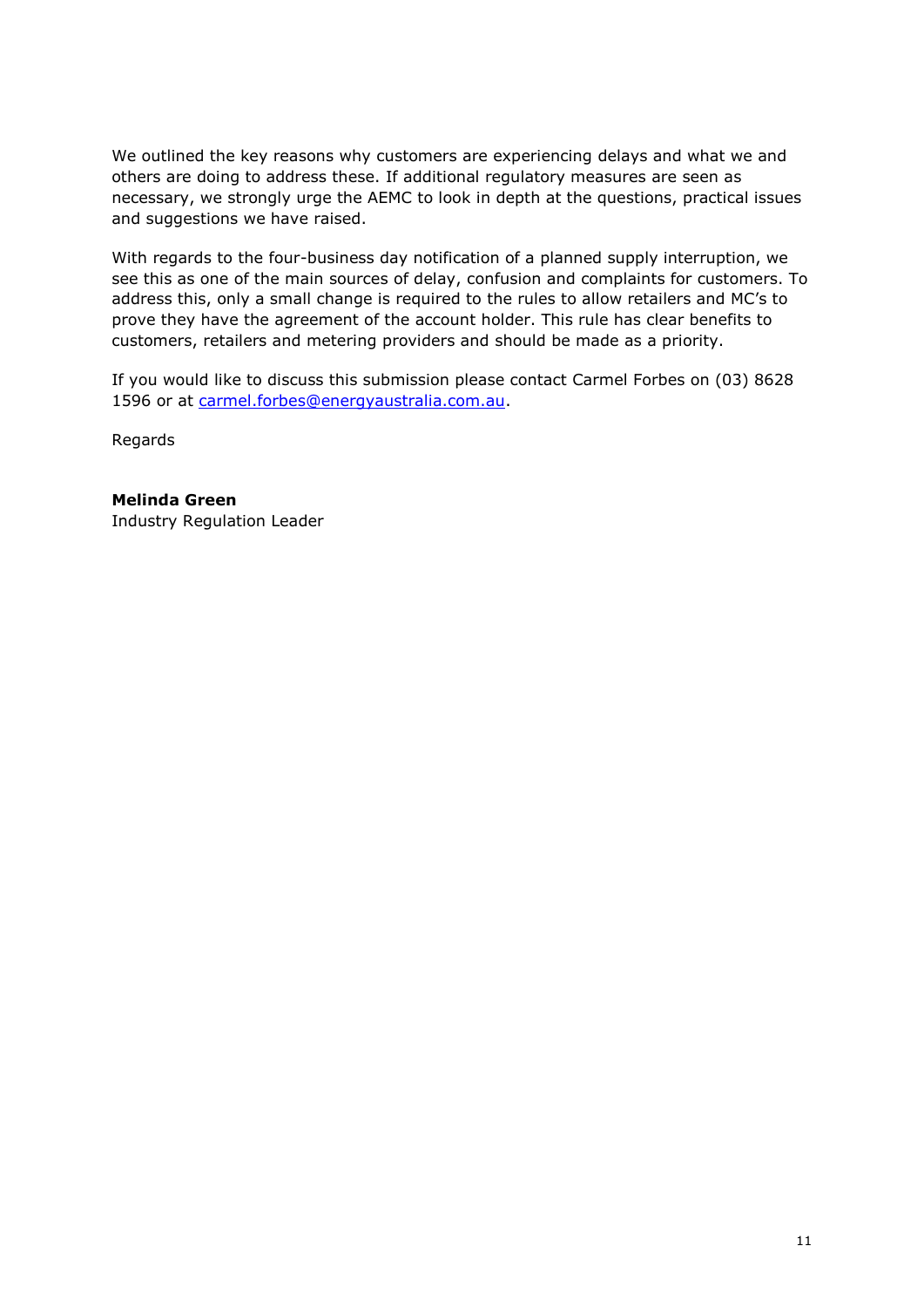We outlined the key reasons why customers are experiencing delays and what we and others are doing to address these. If additional regulatory measures are seen as necessary, we strongly urge the AEMC to look in depth at the questions, practical issues and suggestions we have raised.

With regards to the four-business day notification of a planned supply interruption, we see this as one of the main sources of delay, confusion and complaints for customers. To address this, only a small change is required to the rules to allow retailers and MC's to prove they have the agreement of the account holder. This rule has clear benefits to customers, retailers and metering providers and should be made as a priority.

If you would like to discuss this submission please contact Carmel Forbes on (03) 8628 1596 or at [carmel.forbes@energyaustralia.com.au](mailto:carmel.forbes@energyaustralia.com.au).

Regards

**Melinda Green**
Industry Regulation Leader